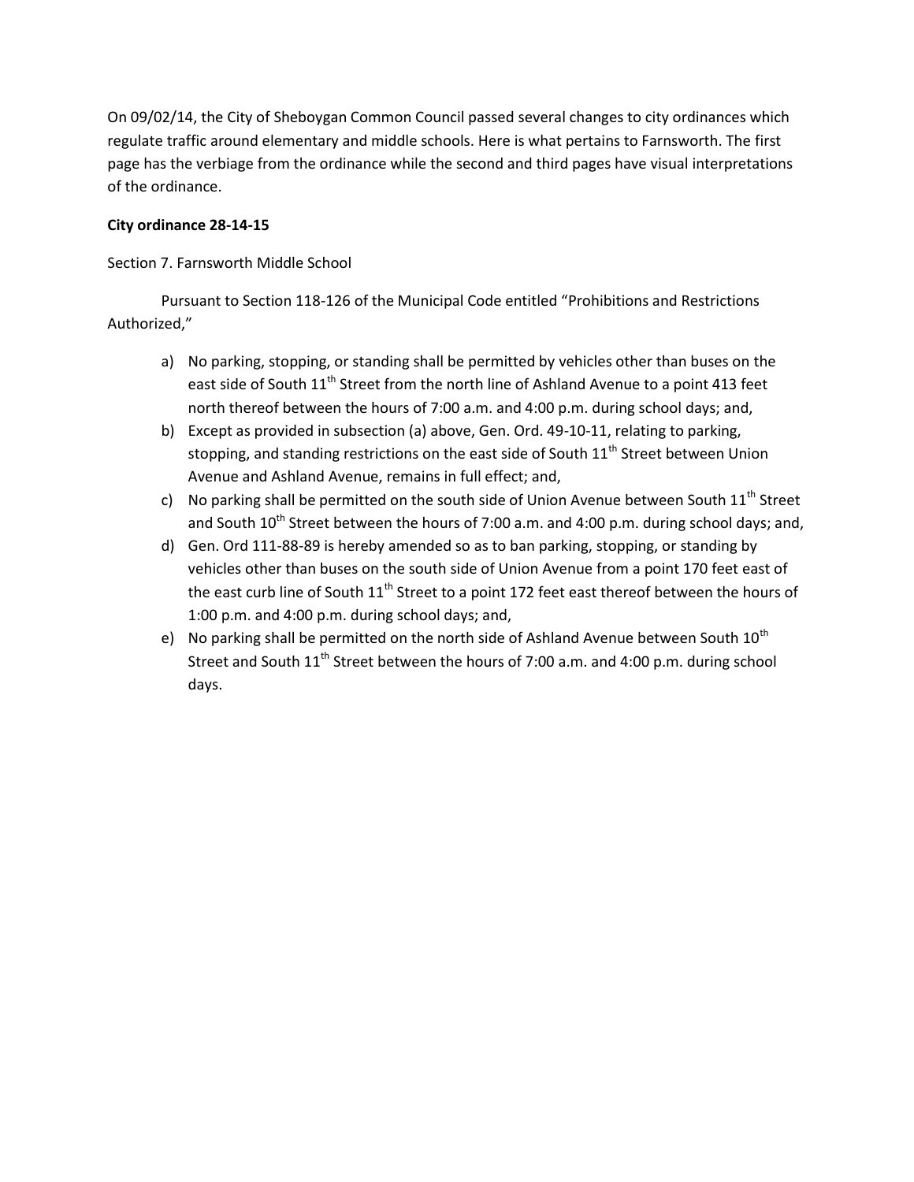On 09/02/14, the City of Sheboygan Common Council passed several changes to city ordinances which regulate traffic around elementary and middle schools. Here is what pertains to Farnsworth. The first page has the verbiage from the ordinance while the second and third pages have visual interpretations of the ordinance.

**City ordinance 28-14-15**

Section 7. Farnsworth Middle School

Pursuant to Section 118-126 of the Municipal Code entitled "Prohibitions and Restrictions Authorized,"

a) No parking, stopping, or standing shall be permitted by vehicles other than buses on the east side of South 11th Street from the north line of Ashland Avenue to a point 413 feet north thereof between the hours of 7:00 a.m. and 4:00 p.m. during school days; and,

b) Except as provided in subsection (a) above, Gen. Ord. 49-10-11, relating to parking, stopping, and standing restrictions on the east side of South 11th Street between Union Avenue and Ashland Avenue, remains in full effect; and,

c) No parking shall be permitted on the south side of Union Avenue between South 11th Street and South 10th Street between the hours of 7:00 a.m. and 4:00 p.m. during school days; and,

d) Gen. Ord 111-88-89 is hereby amended so as to ban parking, stopping, or standing by vehicles other than buses on the south side of Union Avenue from a point 170 feet east of the east curb line of South 11th Street to a point 172 feet east thereof between the hours of 1:00 p.m. and 4:00 p.m. during school days; and,

e) No parking shall be permitted on the north side of Ashland Avenue between South 10th Street and South 11th Street between the hours of 7:00 a.m. and 4:00 p.m. during school days.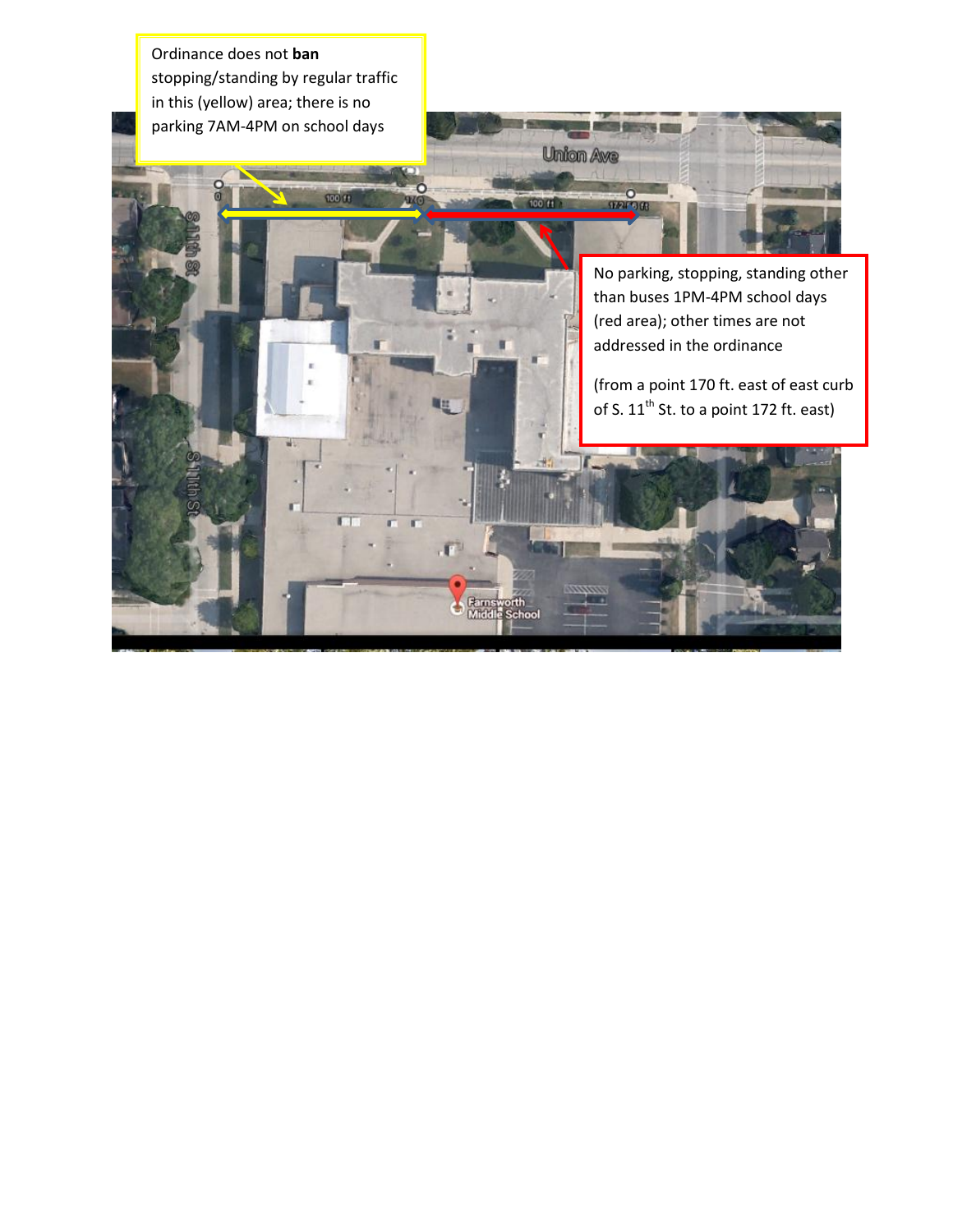Ordinance does not **ban** stopping/standing by regular traffic in this (yellow) area; there is no parking 7AM-4PM on school days

No parking, stopping, standing other than buses 1PM-4PM school days (red area); other times are not addressed in the ordinance

(from a point 170 ft. east of east curb of S. 11th St. to a point 172 ft. east)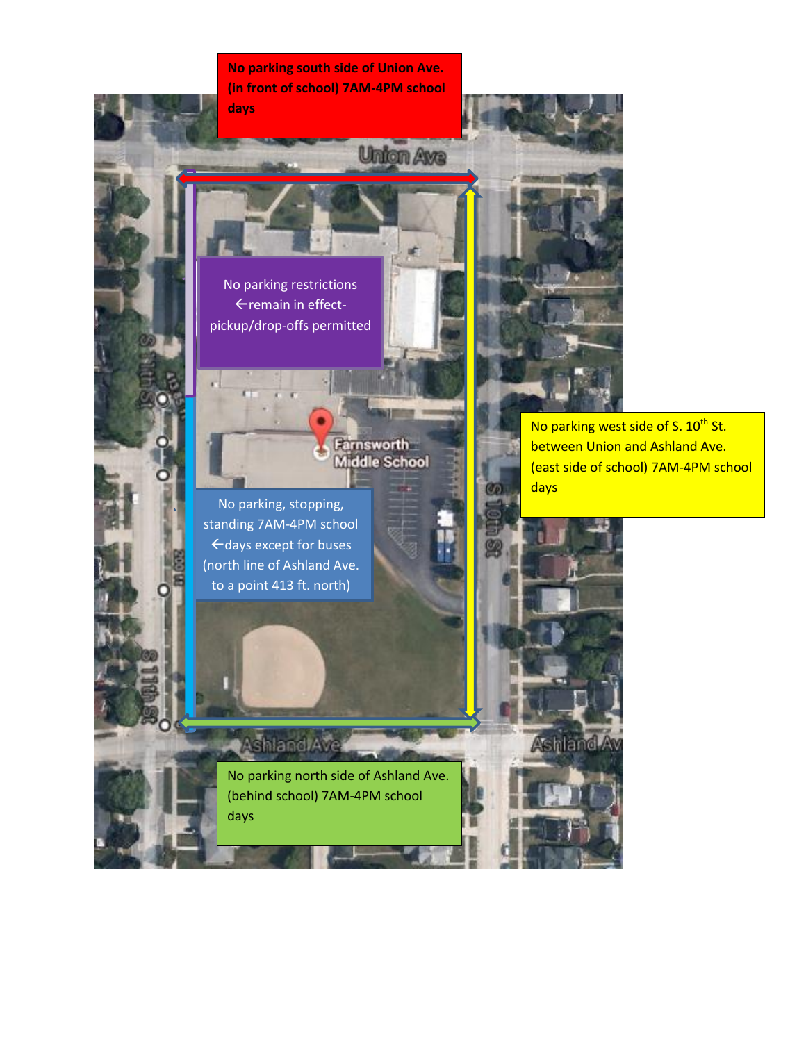No parking south side of Union Ave. (in front of school) 7AM-4PM school days

Union Ave

No parking restrictions ←remain in effect- pickup/drop-offs permitted

Farnsworth Middle School

No parking west side of S. 10th St. between Union and Ashland Ave. (east side of school) 7AM-4PM school days

No parking, stopping, standing 7AM-4PM school ←days except for buses (north line of Ashland Ave. to a point 413 ft. north)

S 11th St

S 10th St

Ashland Ave

No parking north side of Ashland Ave. (behind school) 7AM-4PM school days